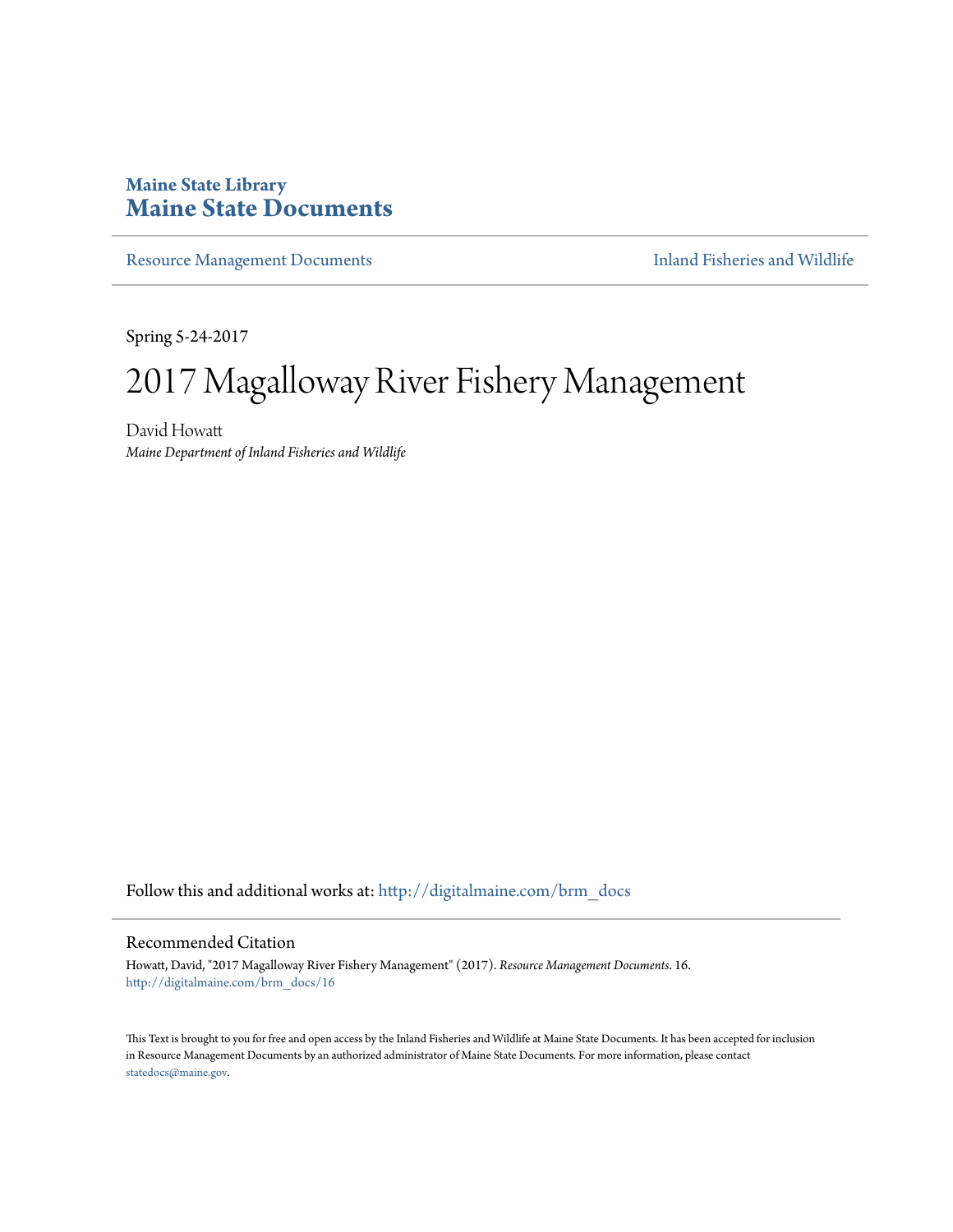**Maine State Library**
**Maine State Documents**

Resource Management Documents | Inland Fisheries and Wildlife

Spring 5-24-2017

# 2017 Magalloway River Fishery Management

David Howatt
*Maine Department of Inland Fisheries and Wildlife*

Follow this and additional works at: http://digitalmaine.com/brm_docs

## Recommended Citation

Howatt, David, "2017 Magalloway River Fishery Management" (2017). *Resource Management Documents*. 16.
http://digitalmaine.com/brm_docs/16

This Text is brought to you for free and open access by the Inland Fisheries and Wildlife at Maine State Documents. It has been accepted for inclusion in Resource Management Documents by an authorized administrator of Maine State Documents. For more information, please contact statedocs@maine.gov.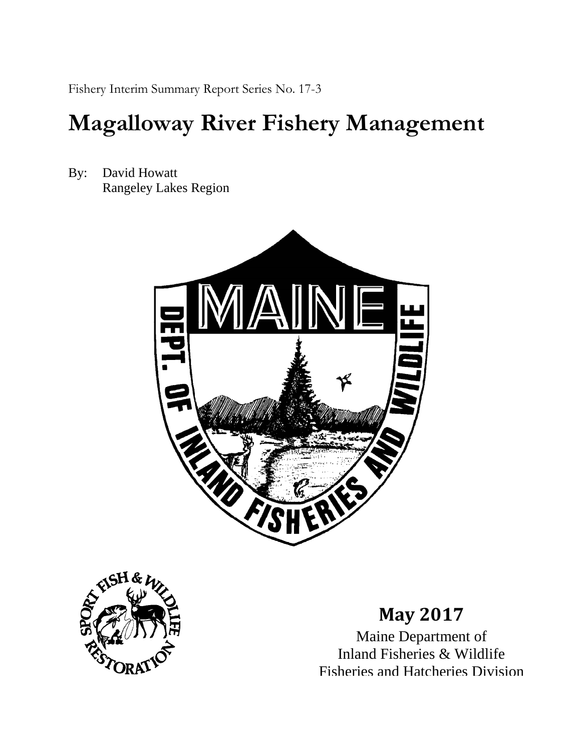Fishery Interim Summary Report Series No. 17-3

# Magalloway River Fishery Management

By: David Howatt
Rangeley Lakes Region

**May 2017**

Maine Department of
Inland Fisheries & Wildlife
Fisheries and Hatcheries Division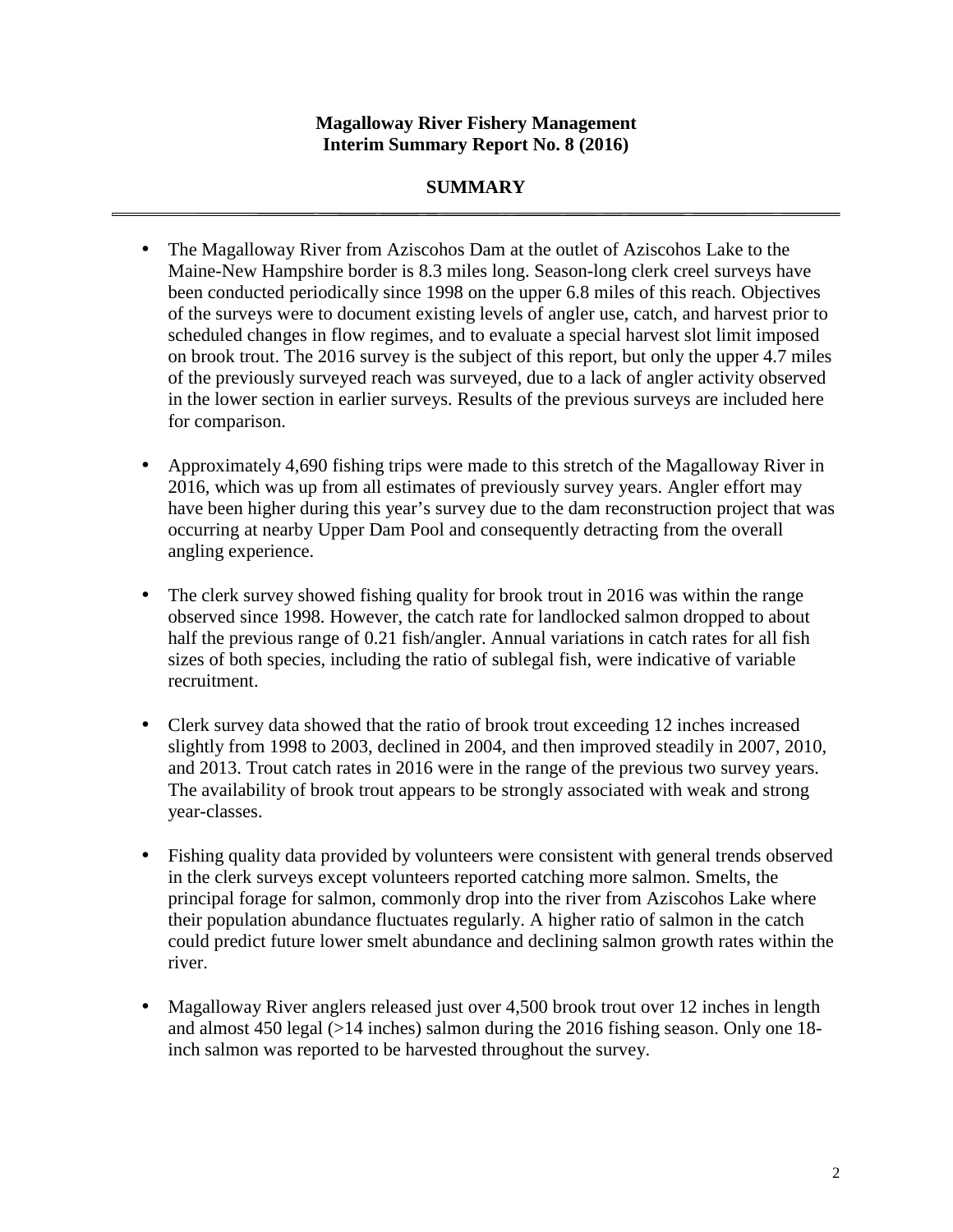**Magalloway River Fishery Management**
**Interim Summary Report No. 8 (2016)**

## SUMMARY

- The Magalloway River from Aziscohos Dam at the outlet of Aziscohos Lake to the Maine-New Hampshire border is 8.3 miles long. Season-long clerk creel surveys have been conducted periodically since 1998 on the upper 6.8 miles of this reach. Objectives of the surveys were to document existing levels of angler use, catch, and harvest prior to scheduled changes in flow regimes, and to evaluate a special harvest slot limit imposed on brook trout. The 2016 survey is the subject of this report, but only the upper 4.7 miles of the previously surveyed reach was surveyed, due to a lack of angler activity observed in the lower section in earlier surveys. Results of the previous surveys are included here for comparison.

- Approximately 4,690 fishing trips were made to this stretch of the Magalloway River in 2016, which was up from all estimates of previously survey years. Angler effort may have been higher during this year's survey due to the dam reconstruction project that was occurring at nearby Upper Dam Pool and consequently detracting from the overall angling experience.

- The clerk survey showed fishing quality for brook trout in 2016 was within the range observed since 1998. However, the catch rate for landlocked salmon dropped to about half the previous range of 0.21 fish/angler. Annual variations in catch rates for all fish sizes of both species, including the ratio of sublegal fish, were indicative of variable recruitment.

- Clerk survey data showed that the ratio of brook trout exceeding 12 inches increased slightly from 1998 to 2003, declined in 2004, and then improved steadily in 2007, 2010, and 2013. Trout catch rates in 2016 were in the range of the previous two survey years. The availability of brook trout appears to be strongly associated with weak and strong year-classes.

- Fishing quality data provided by volunteers were consistent with general trends observed in the clerk surveys except volunteers reported catching more salmon. Smelts, the principal forage for salmon, commonly drop into the river from Aziscohos Lake where their population abundance fluctuates regularly. A higher ratio of salmon in the catch could predict future lower smelt abundance and declining salmon growth rates within the river.

- Magalloway River anglers released just over 4,500 brook trout over 12 inches in length and almost 450 legal (>14 inches) salmon during the 2016 fishing season. Only one 18-inch salmon was reported to be harvested throughout the survey.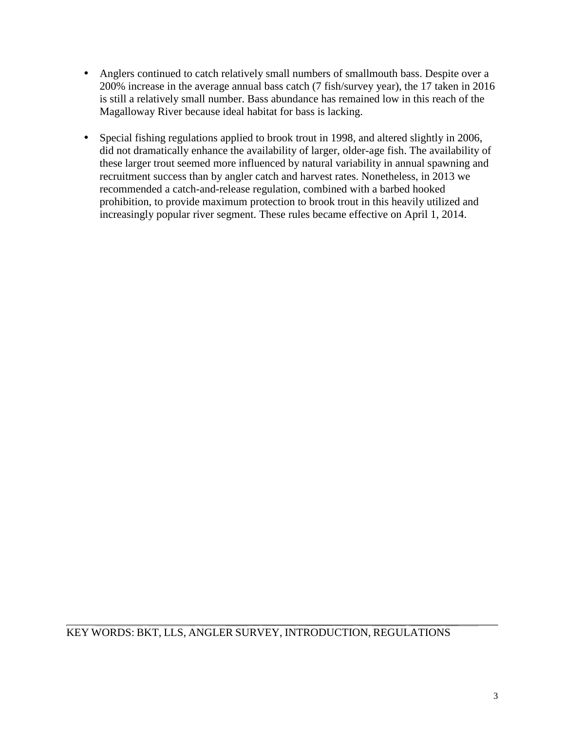- Anglers continued to catch relatively small numbers of smallmouth bass. Despite over a 200% increase in the average annual bass catch (7 fish/survey year), the 17 taken in 2016 is still a relatively small number. Bass abundance has remained low in this reach of the Magalloway River because ideal habitat for bass is lacking.

- Special fishing regulations applied to brook trout in 1998, and altered slightly in 2006, did not dramatically enhance the availability of larger, older-age fish. The availability of these larger trout seemed more influenced by natural variability in annual spawning and recruitment success than by angler catch and harvest rates. Nonetheless, in 2013 we recommended a catch-and-release regulation, combined with a barbed hooked prohibition, to provide maximum protection to brook trout in this heavily utilized and increasingly popular river segment. These rules became effective on April 1, 2014.

---

KEY WORDS: BKT, LLS, ANGLER SURVEY, INTRODUCTION, REGULATIONS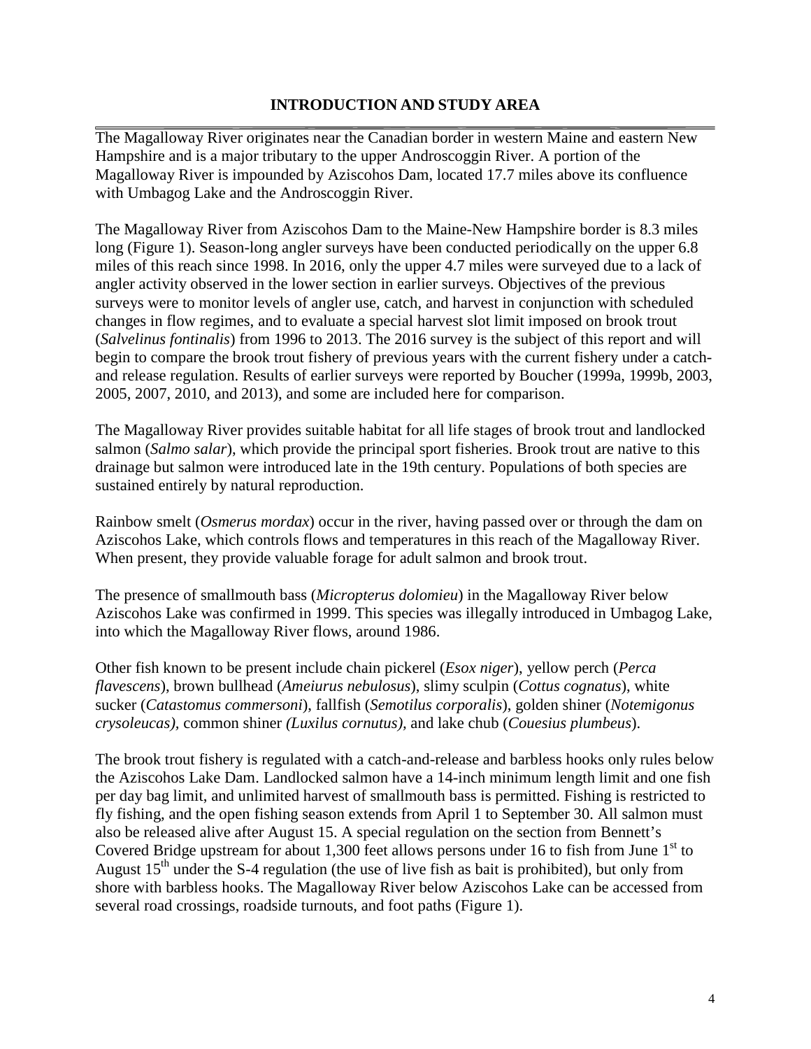## INTRODUCTION AND STUDY AREA

The Magalloway River originates near the Canadian border in western Maine and eastern New Hampshire and is a major tributary to the upper Androscoggin River. A portion of the Magalloway River is impounded by Aziscohos Dam, located 17.7 miles above its confluence with Umbagog Lake and the Androscoggin River.

The Magalloway River from Aziscohos Dam to the Maine-New Hampshire border is 8.3 miles long (Figure 1). Season-long angler surveys have been conducted periodically on the upper 6.8 miles of this reach since 1998. In 2016, only the upper 4.7 miles were surveyed due to a lack of angler activity observed in the lower section in earlier surveys. Objectives of the previous surveys were to monitor levels of angler use, catch, and harvest in conjunction with scheduled changes in flow regimes, and to evaluate a special harvest slot limit imposed on brook trout (*Salvelinus fontinalis*) from 1996 to 2013. The 2016 survey is the subject of this report and will begin to compare the brook trout fishery of previous years with the current fishery under a catch-and release regulation. Results of earlier surveys were reported by Boucher (1999a, 1999b, 2003, 2005, 2007, 2010, and 2013), and some are included here for comparison.

The Magalloway River provides suitable habitat for all life stages of brook trout and landlocked salmon (*Salmo salar*), which provide the principal sport fisheries. Brook trout are native to this drainage but salmon were introduced late in the 19th century. Populations of both species are sustained entirely by natural reproduction.

Rainbow smelt (*Osmerus mordax*) occur in the river, having passed over or through the dam on Aziscohos Lake, which controls flows and temperatures in this reach of the Magalloway River. When present, they provide valuable forage for adult salmon and brook trout.

The presence of smallmouth bass (*Micropterus dolomieu*) in the Magalloway River below Aziscohos Lake was confirmed in 1999. This species was illegally introduced in Umbagog Lake, into which the Magalloway River flows, around 1986.

Other fish known to be present include chain pickerel (*Esox niger*), yellow perch (*Perca flavescens*), brown bullhead (*Ameiurus nebulosus*), slimy sculpin (*Cottus cognatus*), white sucker (*Catastomus commersoni*), fallfish (*Semotilus corporalis*), golden shiner (*Notemigonus crysoleucas),* common shiner *(Luxilus cornutus),* and lake chub (*Couesius plumbeus*).

The brook trout fishery is regulated with a catch-and-release and barbless hooks only rules below the Aziscohos Lake Dam. Landlocked salmon have a 14-inch minimum length limit and one fish per day bag limit, and unlimited harvest of smallmouth bass is permitted. Fishing is restricted to fly fishing, and the open fishing season extends from April 1 to September 30. All salmon must also be released alive after August 15. A special regulation on the section from Bennett's Covered Bridge upstream for about 1,300 feet allows persons under 16 to fish from June 1st to August 15th under the S-4 regulation (the use of live fish as bait is prohibited), but only from shore with barbless hooks. The Magalloway River below Aziscohos Lake can be accessed from several road crossings, roadside turnouts, and foot paths (Figure 1).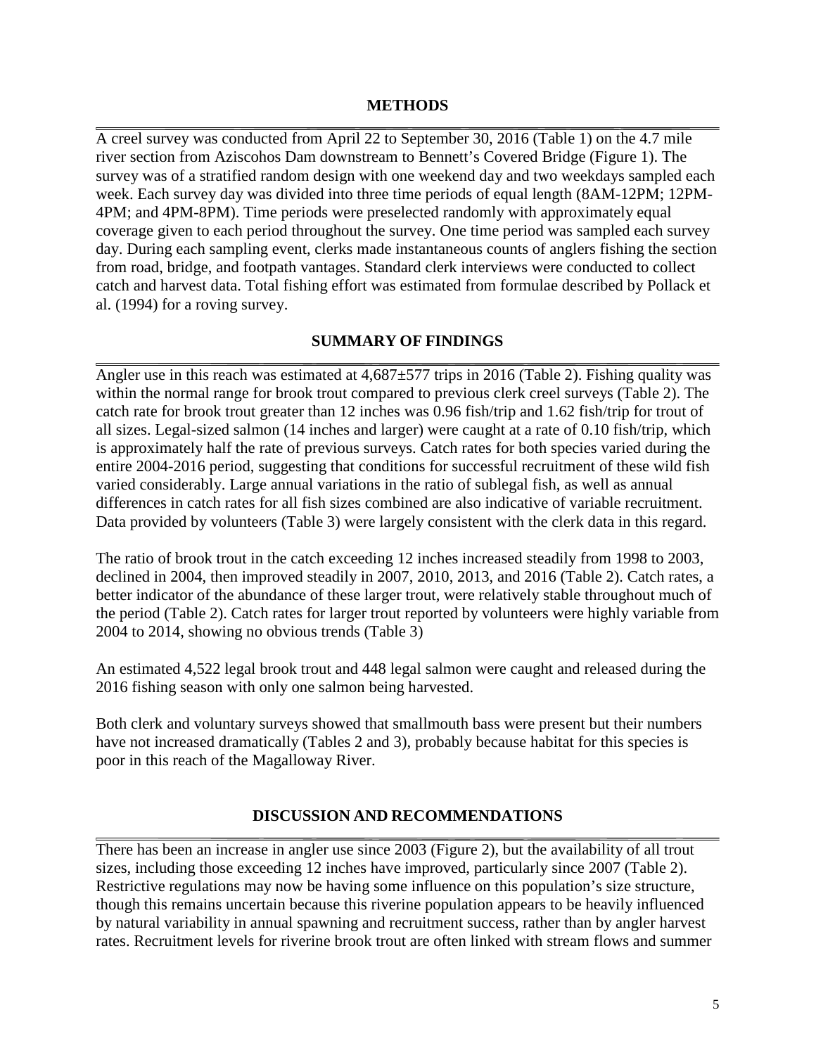## METHODS

A creel survey was conducted from April 22 to September 30, 2016 (Table 1) on the 4.7 mile river section from Aziscohos Dam downstream to Bennett's Covered Bridge (Figure 1). The survey was of a stratified random design with one weekend day and two weekdays sampled each week. Each survey day was divided into three time periods of equal length (8AM-12PM; 12PM-4PM; and 4PM-8PM). Time periods were preselected randomly with approximately equal coverage given to each period throughout the survey. One time period was sampled each survey day. During each sampling event, clerks made instantaneous counts of anglers fishing the section from road, bridge, and footpath vantages. Standard clerk interviews were conducted to collect catch and harvest data. Total fishing effort was estimated from formulae described by Pollack et al. (1994) for a roving survey.

## SUMMARY OF FINDINGS

Angler use in this reach was estimated at 4,687±577 trips in 2016 (Table 2). Fishing quality was within the normal range for brook trout compared to previous clerk creel surveys (Table 2). The catch rate for brook trout greater than 12 inches was 0.96 fish/trip and 1.62 fish/trip for trout of all sizes. Legal-sized salmon (14 inches and larger) were caught at a rate of 0.10 fish/trip, which is approximately half the rate of previous surveys. Catch rates for both species varied during the entire 2004-2016 period, suggesting that conditions for successful recruitment of these wild fish varied considerably. Large annual variations in the ratio of sublegal fish, as well as annual differences in catch rates for all fish sizes combined are also indicative of variable recruitment. Data provided by volunteers (Table 3) were largely consistent with the clerk data in this regard.

The ratio of brook trout in the catch exceeding 12 inches increased steadily from 1998 to 2003, declined in 2004, then improved steadily in 2007, 2010, 2013, and 2016 (Table 2). Catch rates, a better indicator of the abundance of these larger trout, were relatively stable throughout much of the period (Table 2). Catch rates for larger trout reported by volunteers were highly variable from 2004 to 2014, showing no obvious trends (Table 3)

An estimated 4,522 legal brook trout and 448 legal salmon were caught and released during the 2016 fishing season with only one salmon being harvested.

Both clerk and voluntary surveys showed that smallmouth bass were present but their numbers have not increased dramatically (Tables 2 and 3), probably because habitat for this species is poor in this reach of the Magalloway River.

## DISCUSSION AND RECOMMENDATIONS

There has been an increase in angler use since 2003 (Figure 2), but the availability of all trout sizes, including those exceeding 12 inches have improved, particularly since 2007 (Table 2). Restrictive regulations may now be having some influence on this population's size structure, though this remains uncertain because this riverine population appears to be heavily influenced by natural variability in annual spawning and recruitment success, rather than by angler harvest rates. Recruitment levels for riverine brook trout are often linked with stream flows and summer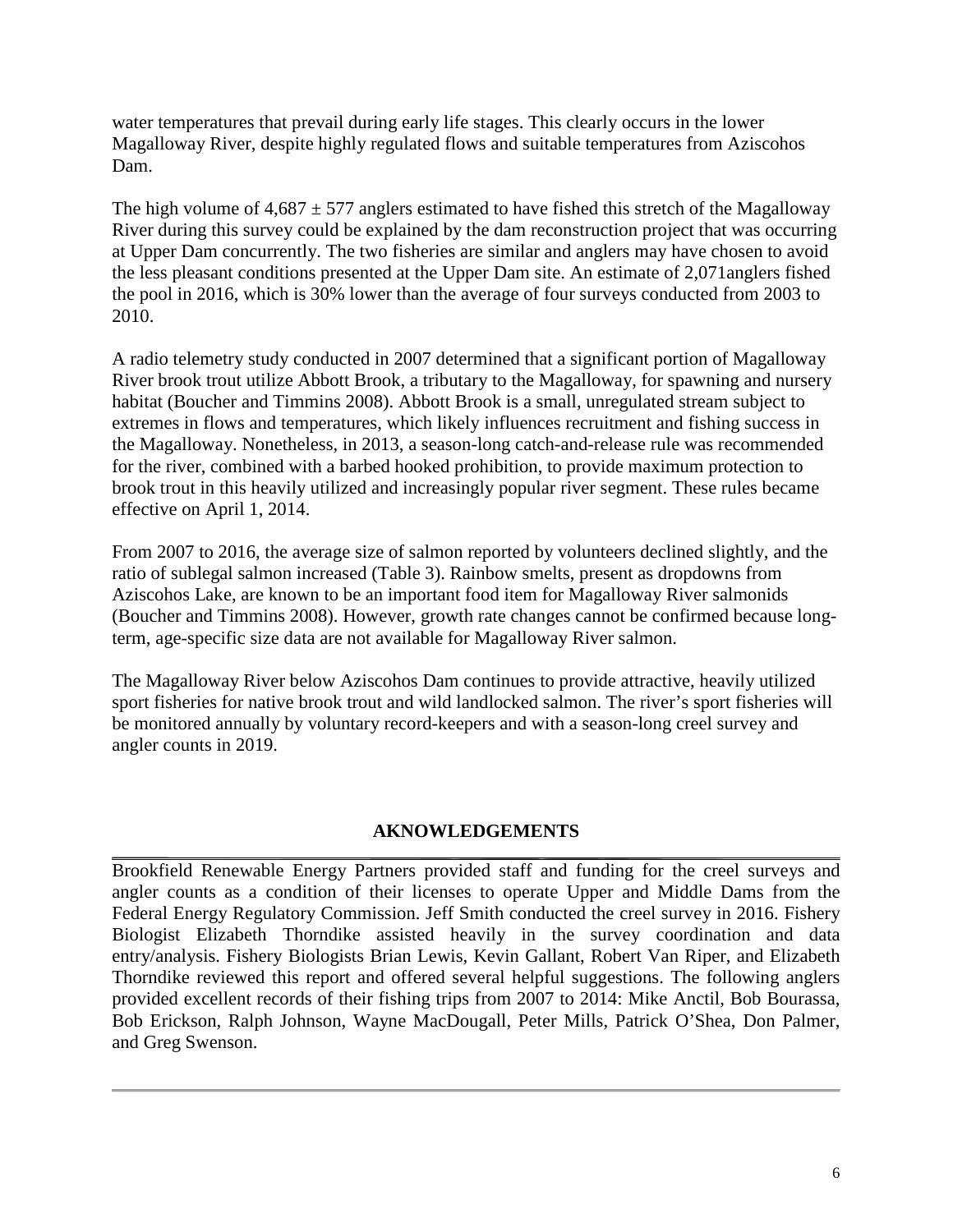water temperatures that prevail during early life stages. This clearly occurs in the lower Magalloway River, despite highly regulated flows and suitable temperatures from Aziscohos Dam.

The high volume of $4,687 \pm 577$ anglers estimated to have fished this stretch of the Magalloway River during this survey could be explained by the dam reconstruction project that was occurring at Upper Dam concurrently. The two fisheries are similar and anglers may have chosen to avoid the less pleasant conditions presented at the Upper Dam site. An estimate of 2,071anglers fished the pool in 2016, which is 30% lower than the average of four surveys conducted from 2003 to 2010.

A radio telemetry study conducted in 2007 determined that a significant portion of Magalloway River brook trout utilize Abbott Brook, a tributary to the Magalloway, for spawning and nursery habitat (Boucher and Timmins 2008). Abbott Brook is a small, unregulated stream subject to extremes in flows and temperatures, which likely influences recruitment and fishing success in the Magalloway. Nonetheless, in 2013, a season-long catch-and-release rule was recommended for the river, combined with a barbed hooked prohibition, to provide maximum protection to brook trout in this heavily utilized and increasingly popular river segment. These rules became effective on April 1, 2014.

From 2007 to 2016, the average size of salmon reported by volunteers declined slightly, and the ratio of sublegal salmon increased (Table 3). Rainbow smelts, present as dropdowns from Aziscohos Lake, are known to be an important food item for Magalloway River salmonids (Boucher and Timmins 2008). However, growth rate changes cannot be confirmed because long-term, age-specific size data are not available for Magalloway River salmon.

The Magalloway River below Aziscohos Dam continues to provide attractive, heavily utilized sport fisheries for native brook trout and wild landlocked salmon. The river's sport fisheries will be monitored annually by voluntary record-keepers and with a season-long creel survey and angler counts in 2019.

## AKNOWLEDGEMENTS

Brookfield Renewable Energy Partners provided staff and funding for the creel surveys and angler counts as a condition of their licenses to operate Upper and Middle Dams from the Federal Energy Regulatory Commission. Jeff Smith conducted the creel survey in 2016. Fishery Biologist Elizabeth Thorndike assisted heavily in the survey coordination and data entry/analysis. Fishery Biologists Brian Lewis, Kevin Gallant, Robert Van Riper, and Elizabeth Thorndike reviewed this report and offered several helpful suggestions. The following anglers provided excellent records of their fishing trips from 2007 to 2014: Mike Anctil, Bob Bourassa, Bob Erickson, Ralph Johnson, Wayne MacDougall, Peter Mills, Patrick O'Shea, Don Palmer, and Greg Swenson.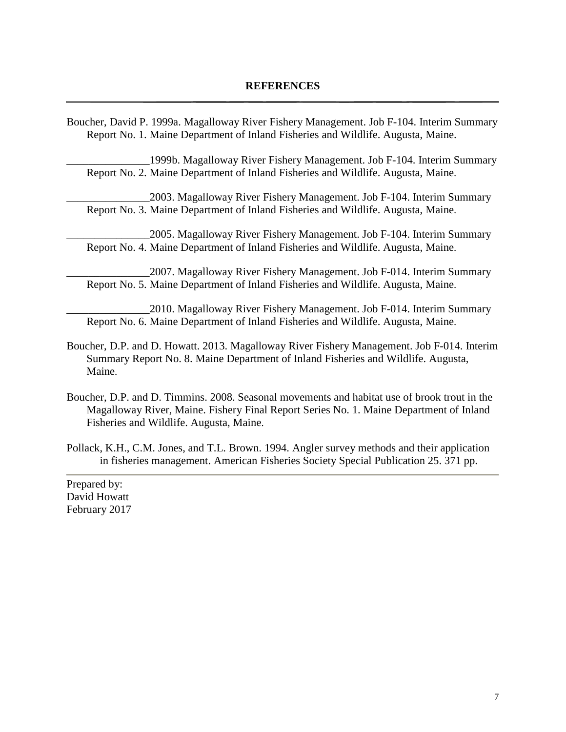## REFERENCES

Boucher, David P. 1999a. Magalloway River Fishery Management. Job F-104. Interim Summary Report No. 1. Maine Department of Inland Fisheries and Wildlife. Augusta, Maine.

_______________1999b. Magalloway River Fishery Management. Job F-104. Interim Summary Report No. 2. Maine Department of Inland Fisheries and Wildlife. Augusta, Maine.

_______________2003. Magalloway River Fishery Management. Job F-104. Interim Summary Report No. 3. Maine Department of Inland Fisheries and Wildlife. Augusta, Maine.

_______________2005. Magalloway River Fishery Management. Job F-104. Interim Summary Report No. 4. Maine Department of Inland Fisheries and Wildlife. Augusta, Maine.

_______________2007. Magalloway River Fishery Management. Job F-014. Interim Summary Report No. 5. Maine Department of Inland Fisheries and Wildlife. Augusta, Maine.

_______________2010. Magalloway River Fishery Management. Job F-014. Interim Summary Report No. 6. Maine Department of Inland Fisheries and Wildlife. Augusta, Maine.

Boucher, D.P. and D. Howatt. 2013. Magalloway River Fishery Management. Job F-014. Interim Summary Report No. 8. Maine Department of Inland Fisheries and Wildlife. Augusta, Maine.

Boucher, D.P. and D. Timmins. 2008. Seasonal movements and habitat use of brook trout in the Magalloway River, Maine. Fishery Final Report Series No. 1. Maine Department of Inland Fisheries and Wildlife. Augusta, Maine.

Pollack, K.H., C.M. Jones, and T.L. Brown. 1994. Angler survey methods and their application in fisheries management. American Fisheries Society Special Publication 25. 371 pp.

---

Prepared by:
David Howatt
February 2017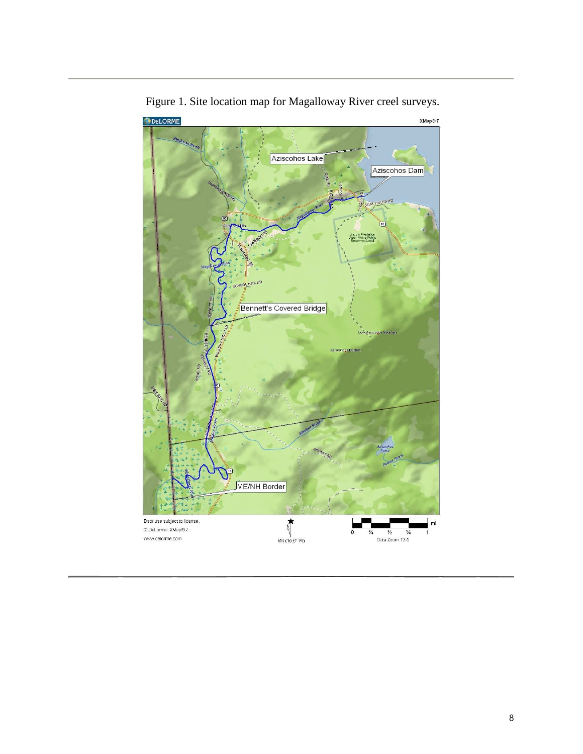Figure 1. Site location map for Magalloway River creel surveys.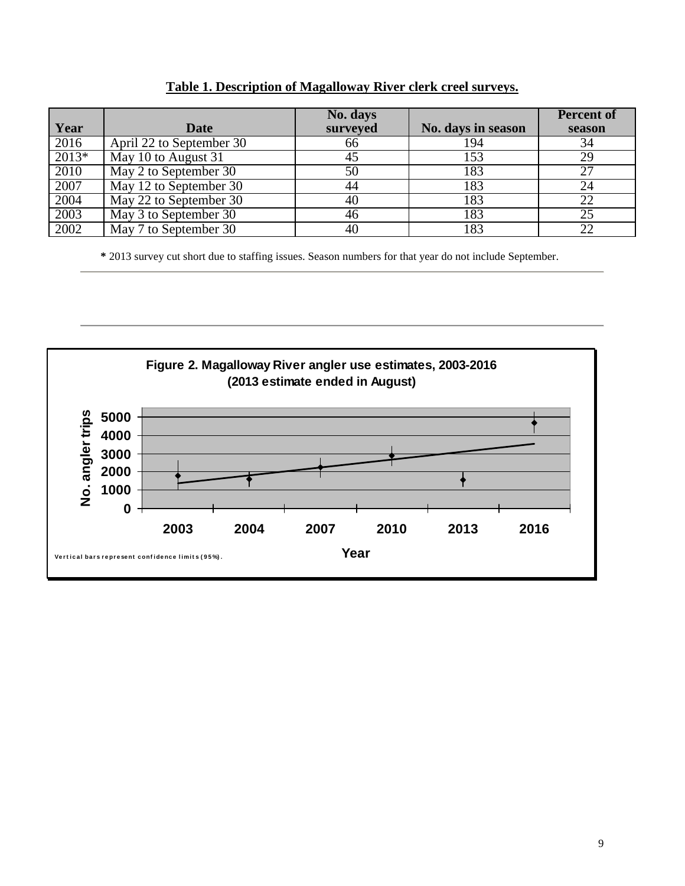**Table 1. Description of Magalloway River clerk creel surveys.**

| Year | Date | No. days surveyed | No. days in season | Percent of season |
|---|---|---|---|---|
| 2016 | April 22 to September 30 | 66 | 194 | 34 |
| 2013* | May 10 to August 31 | 45 | 153 | 29 |
| 2010 | May 2 to September 30 | 50 | 183 | 27 |
| 2007 | May 12 to September 30 | 44 | 183 | 24 |
| 2004 | May 22 to September 30 | 40 | 183 | 22 |
| 2003 | May 3 to September 30 | 46 | 183 | 25 |
| 2002 | May 7 to September 30 | 40 | 183 | 22 |

**\*** 2013 survey cut short due to staffing issues. Season numbers for that year do not include September.

**Figure 2. Magalloway River angler use estimates, 2003-2016 (2013 estimate ended in August)**

Vertical bars represent confidence limits (95%).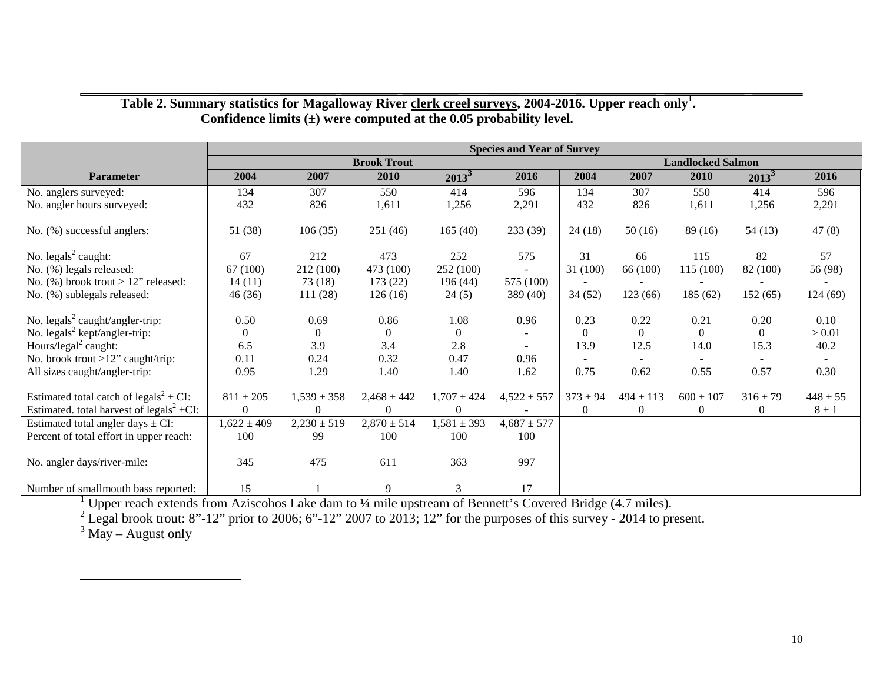**Table 2. Summary statistics for Magalloway River clerk creel surveys, 2004-2016. Upper reach only[1]. Confidence limits (±) were computed at the 0.05 probability level.**

| | Species and Year of Survey | | | | | | | | | |
|---|---|---|---|---|---|---|---|---|---|---|
| | Brook Trout | | | | | Landlocked Salmon | | | | |
| **Parameter** | **2004** | **2007** | **2010** | **2013[3]** | **2016** | **2004** | **2007** | **2010** | **2013[3]** | **2016** |
| No. anglers surveyed: | 134 | 307 | 550 | 414 | 596 | 134 | 307 | 550 | 414 | 596 |
| No. angler hours surveyed: | 432 | 826 | 1,611 | 1,256 | 2,291 | 432 | 826 | 1,611 | 1,256 | 2,291 |
| No. (%) successful anglers: | 51 (38) | 106 (35) | 251 (46) | 165 (40) | 233 (39) | 24 (18) | 50 (16) | 89 (16) | 54 (13) | 47 (8) |
| No. legals[2] caught: | 67 | 212 | 473 | 252 | 575 | 31 | 66 | 115 | 82 | 57 |
| No. (%) legals released: | 67 (100) | 212 (100) | 473 (100) | 252 (100) | - | 31 (100) | 66 (100) | 115 (100) | 82 (100) | 56 (98) |
| No. (%) brook trout > 12" released: | 14 (11) | 73 (18) | 173 (22) | 196 (44) | 575 (100) | - | - | - | - | - |
| No. (%) sublegals released: | 46 (36) | 111 (28) | 126 (16) | 24 (5) | 389 (40) | 34 (52) | 123 (66) | 185 (62) | 152 (65) | 124 (69) |
| No. legals[2] caught/angler-trip: | 0.50 | 0.69 | 0.86 | 1.08 | 0.96 | 0.23 | 0.22 | 0.21 | 0.20 | 0.10 |
| No. legals[2] kept/angler-trip: | 0 | 0 | 0 | 0 | - | 0 | 0 | 0 | 0 | > 0.01 |
| Hours/legal[2] caught: | 6.5 | 3.9 | 3.4 | 2.8 | - | 13.9 | 12.5 | 14.0 | 15.3 | 40.2 |
| No. brook trout >12" caught/trip: | 0.11 | 0.24 | 0.32 | 0.47 | 0.96 | - | - | - | - | - |
| All sizes caught/angler-trip: | 0.95 | 1.29 | 1.40 | 1.40 | 1.62 | 0.75 | 0.62 | 0.55 | 0.57 | 0.30 |
| Estimated total catch of legals[2] ± CI: | 811 ± 205 | 1,539 ± 358 | 2,468 ± 442 | 1,707 ± 424 | 4,522 ± 557 | 373 ± 94 | 494 ± 113 | 600 ± 107 | 316 ± 79 | 448 ± 55 |
| Estimated. total harvest of legals[2] ±CI: | 0 | 0 | 0 | 0 | - | 0 | 0 | 0 | 0 | 8 ± 1 |
| Estimated total angler days ± CI: | 1,622 ± 409 | 2,230 ± 519 | 2,870 ± 514 | 1,581 ± 393 | 4,687 ± 577 | | | | | |
| Percent of total effort in upper reach: | 100 | 99 | 100 | 100 | 100 | | | | | |
| No. angler days/river-mile: | 345 | 475 | 611 | 363 | 997 | | | | | |
| Number of smallmouth bass reported: | 15 | 1 | 9 | 3 | 17 | | | | | |

[1] Upper reach extends from Aziscohos Lake dam to ¼ mile upstream of Bennett's Covered Bridge (4.7 miles).

[2] Legal brook trout: 8"-12" prior to 2006; 6"-12" 2007 to 2013; 12" for the purposes of this survey - 2014 to present.

[3] May – August only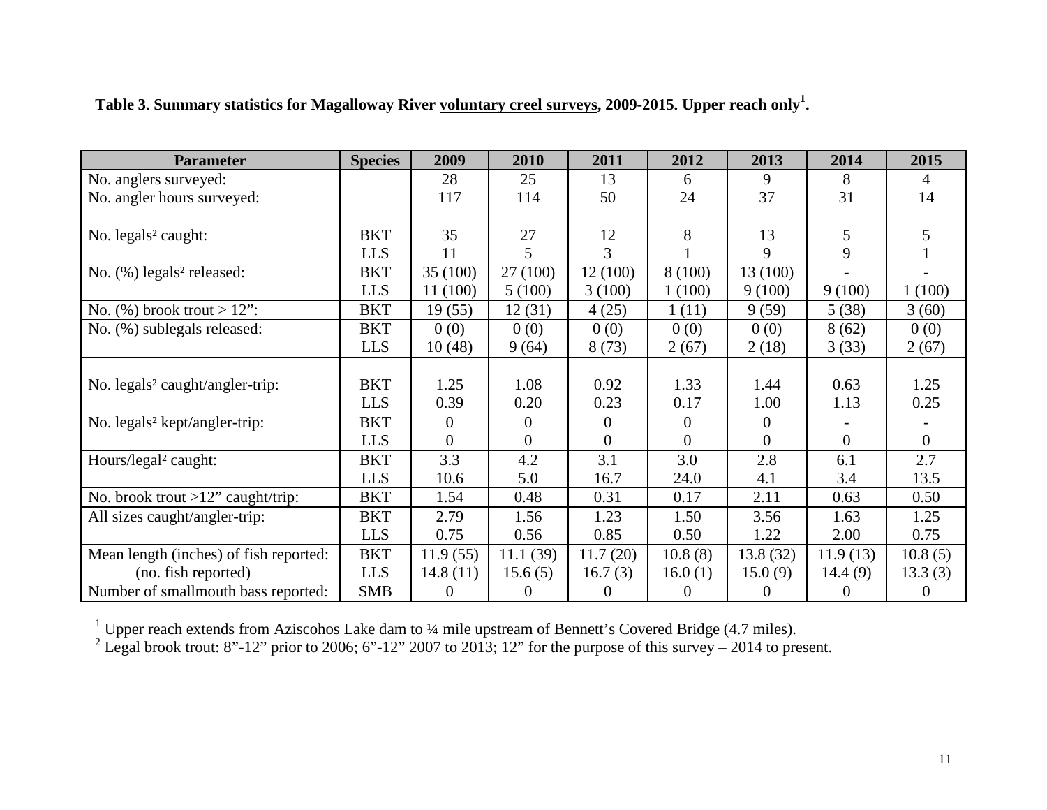**Table 3. Summary statistics for Magalloway River voluntary creel surveys, 2009-2015. Upper reach only[1].**

| Parameter | Species | 2009 | 2010 | 2011 | 2012 | 2013 | 2014 | 2015 |
|---|---|---|---|---|---|---|---|---|
| No. anglers surveyed: | | 28 | 25 | 13 | 6 | 9 | 8 | 4 |
| No. angler hours surveyed: | | 117 | 114 | 50 | 24 | 37 | 31 | 14 |
| No. legals² caught: | BKT | 35 | 27 | 12 | 8 | 13 | 5 | 5 |
| | LLS | 11 | 5 | 3 | 1 | 9 | 9 | 1 |
| No. (%) legals² released: | BKT | 35 (100) | 27 (100) | 12 (100) | 8 (100) | 13 (100) | - | - |
| | LLS | 11 (100) | 5 (100) | 3 (100) | 1 (100) | 9 (100) | 9 (100) | 1 (100) |
| No. (%) brook trout > 12": | BKT | 19 (55) | 12 (31) | 4 (25) | 1 (11) | 9 (59) | 5 (38) | 3 (60) |
| No. (%) sublegals released: | BKT | 0 (0) | 0 (0) | 0 (0) | 0 (0) | 0 (0) | 8 (62) | 0 (0) |
| | LLS | 10 (48) | 9 (64) | 8 (73) | 2 (67) | 2 (18) | 3 (33) | 2 (67) |
| No. legals² caught/angler-trip: | BKT | 1.25 | 1.08 | 0.92 | 1.33 | 1.44 | 0.63 | 1.25 |
| | LLS | 0.39 | 0.20 | 0.23 | 0.17 | 1.00 | 1.13 | 0.25 |
| No. legals² kept/angler-trip: | BKT | 0 | 0 | 0 | 0 | 0 | - | - |
| | LLS | 0 | 0 | 0 | 0 | 0 | 0 | 0 |
| Hours/legal² caught: | BKT | 3.3 | 4.2 | 3.1 | 3.0 | 2.8 | 6.1 | 2.7 |
| | LLS | 10.6 | 5.0 | 16.7 | 24.0 | 4.1 | 3.4 | 13.5 |
| No. brook trout >12" caught/trip: | BKT | 1.54 | 0.48 | 0.31 | 0.17 | 2.11 | 0.63 | 0.50 |
| All sizes caught/angler-trip: | BKT | 2.79 | 1.56 | 1.23 | 1.50 | 3.56 | 1.63 | 1.25 |
| | LLS | 0.75 | 0.56 | 0.85 | 0.50 | 1.22 | 2.00 | 0.75 |
| Mean length (inches) of fish reported: (no. fish reported) | BKT | 11.9 (55) | 11.1 (39) | 11.7 (20) | 10.8 (8) | 13.8 (32) | 11.9 (13) | 10.8 (5) |
| | LLS | 14.8 (11) | 15.6 (5) | 16.7 (3) | 16.0 (1) | 15.0 (9) | 14.4 (9) | 13.3 (3) |
| Number of smallmouth bass reported: | SMB | 0 | 0 | 0 | 0 | 0 | 0 | 0 |

[1] Upper reach extends from Aziscohos Lake dam to ¼ mile upstream of Bennett's Covered Bridge (4.7 miles).
[2] Legal brook trout: 8"-12" prior to 2006; 6"-12" 2007 to 2013; 12" for the purpose of this survey – 2014 to present.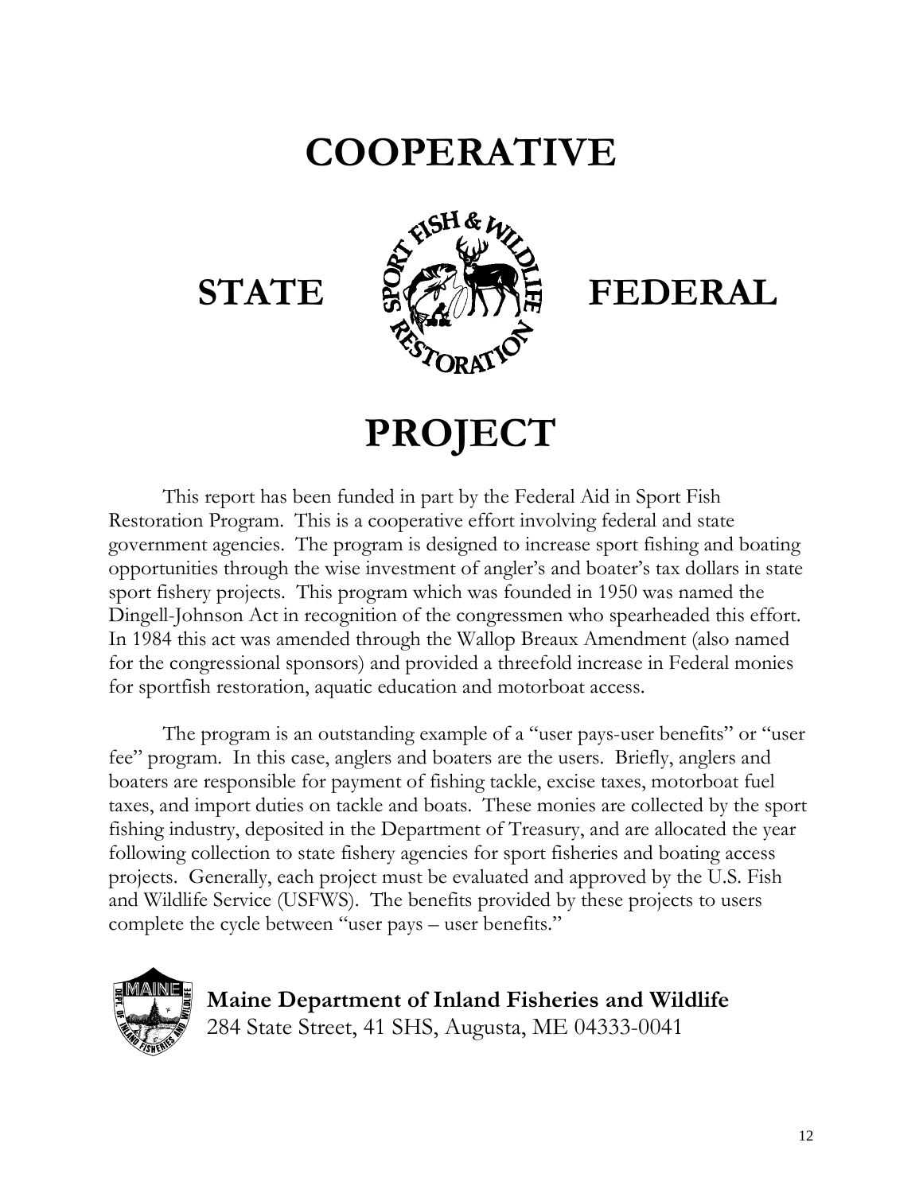# COOPERATIVE

# STATE FEDERAL

# PROJECT

This report has been funded in part by the Federal Aid in Sport Fish Restoration Program. This is a cooperative effort involving federal and state government agencies. The program is designed to increase sport fishing and boating opportunities through the wise investment of angler's and boater's tax dollars in state sport fishery projects. This program which was founded in 1950 was named the Dingell-Johnson Act in recognition of the congressmen who spearheaded this effort. In 1984 this act was amended through the Wallop Breaux Amendment (also named for the congressional sponsors) and provided a threefold increase in Federal monies for sportfish restoration, aquatic education and motorboat access.

The program is an outstanding example of a "user pays-user benefits" or "user fee" program. In this case, anglers and boaters are the users. Briefly, anglers and boaters are responsible for payment of fishing tackle, excise taxes, motorboat fuel taxes, and import duties on tackle and boats. These monies are collected by the sport fishing industry, deposited in the Department of Treasury, and are allocated the year following collection to state fishery agencies for sport fisheries and boating access projects. Generally, each project must be evaluated and approved by the U.S. Fish and Wildlife Service (USFWS). The benefits provided by these projects to users complete the cycle between "user pays – user benefits."

**Maine Department of Inland Fisheries and Wildlife**
284 State Street, 41 SHS, Augusta, ME 04333-0041